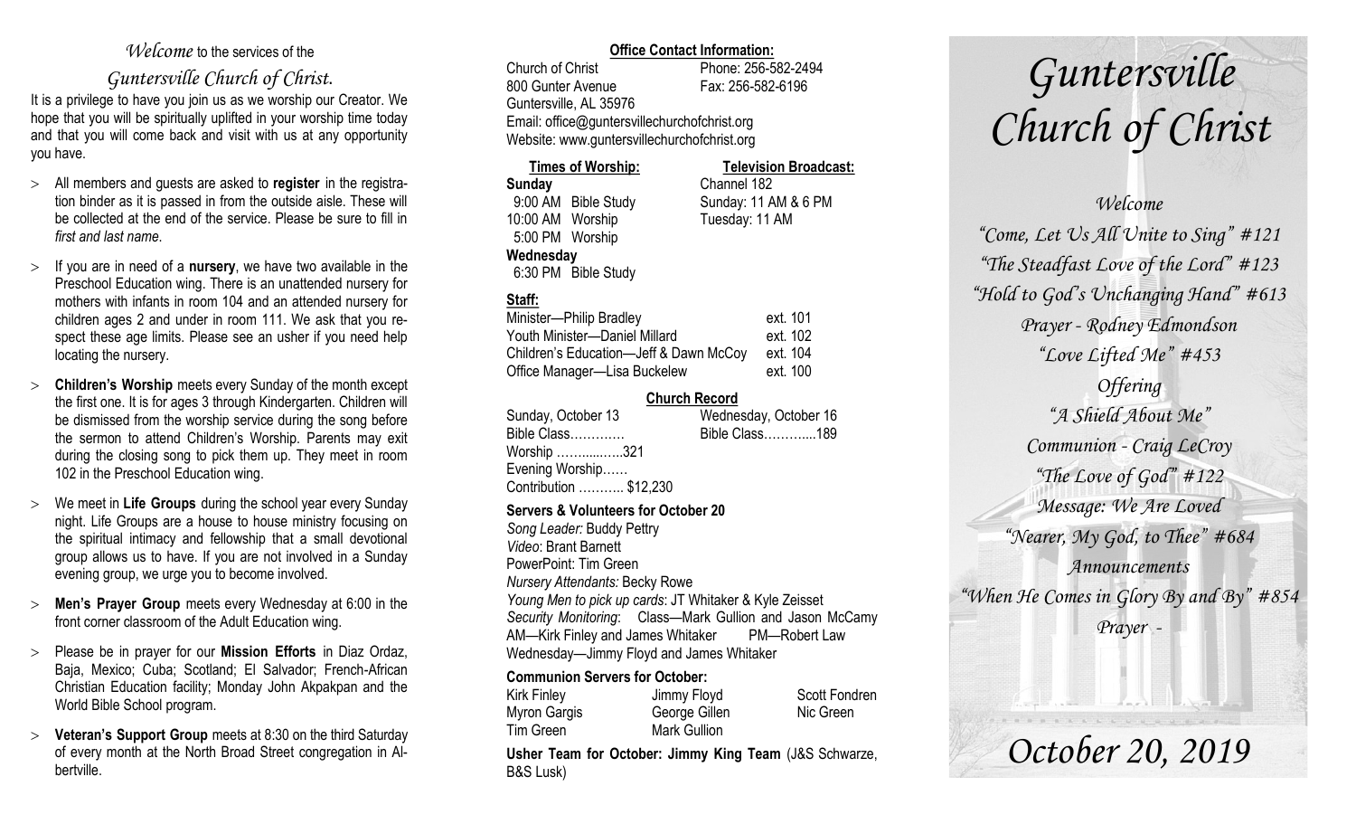*Welcome* to the services of the

*Guntersville Church of Christ.*

It is a privilege to have you join us as we worship our Creator. We hope that you will be spiritually uplifted in your worship time today and that you will come back and visit with us at any opportunity you have.

- All members and guests are asked to **register** in the registration binder as it is passed in from the outside aisle. These will be collected at the end of the service. Please be sure to fill in *first and last name*.
- If you are in need of a **nursery**, we have two available in the Preschool Education wing. There is an unattended nursery for mothers with infants in room 104 and an attended nursery for children ages 2 and under in room 111. We ask that you respect these age limits. Please see an usher if you need help locating the nursery.
- **Children's Worship** meets every Sunday of the month except the first one. It is for ages 3 through Kindergarten. Children will be dismissed from the worship service during the song before the sermon to attend Children's Worship. Parents may exit during the closing song to pick them up. They meet in room 102 in the Preschool Education wing.
- We meet in **Life Groups** during the school year every Sunday night. Life Groups are a house to house ministry focusing on the spiritual intimacy and fellowship that a small devotional group allows us to have. If you are not involved in a Sunday evening group, we urge you to become involved.
- **Men's Prayer Group** meets every Wednesday at 6:00 in the front corner classroom of the Adult Education wing.
- Please be in prayer for our **Mission Efforts** in Diaz Ordaz, Baja, Mexico; Cuba; Scotland; El Salvador; French-African Christian Education facility; Monday John Akpakpan and the World Bible School program.
- **Veteran's Support Group** meets at 8:30 on the third Saturday of every month at the North Broad Street congregation in Albertville.

**Office Contact Information:**

Church of Christ — Phone: 256-582-2494
800 Gunter Avenue — Fax: 256-582-6196
Guntersville, AL 35976
Email: office@guntersvillechurchofchrist.org
Website: www.guntersvillechurchofchrist.org

**Times of Worship:**

**Sunday**
9:00 AM Bible Study
10:00 AM Worship
5:00 PM Worship
**Wednesday**
6:30 PM Bible Study

**Television Broadcast:**

Channel 182
Sunday: 11 AM & 6 PM
Tuesday: 11 AM

**Staff:**

| | |
|---|---|
| Minister—Philip Bradley | ext. 101 |
| Youth Minister—Daniel Millard | ext. 102 |
| Children's Education—Jeff & Dawn McCoy | ext. 104 |
| Office Manager—Lisa Buckelew | ext. 100 |

**Church Record**

| Sunday, October 13 | Wednesday, October 16 |
|---|---|
| Bible Class………… | Bible Class………....189 |
| Worship ……......…..321 | |
| Evening Worship…… | |
| Contribution ……….. $12,230 | |

**Servers & Volunteers for October 20**

*Song Leader:* Buddy Pettry
*Video*: Brant Barnett
PowerPoint: Tim Green
*Nursery Attendants:* Becky Rowe
*Young Men to pick up cards*: JT Whitaker & Kyle Zeisset
*Security Monitoring*: Class—Mark Gullion and Jason McCamy
AM—Kirk Finley and James Whitaker PM—Robert Law
Wednesday—Jimmy Floyd and James Whitaker

**Communion Servers for October:**

| | | |
|---|---|---|
| Kirk Finley | Jimmy Floyd | Scott Fondren |
| Myron Gargis | George Gillen | Nic Green |
| Tim Green | Mark Gullion | |

**Usher Team for October: Jimmy King Team** (J&S Schwarze, B&S Lusk)

# *Guntersville Church of Christ*

*Welcome*
*"Come, Let Us All Unite to Sing" #121*
*"The Steadfast Love of the Lord" #123*
*"Hold to God's Unchanging Hand" #613*
*Prayer - Rodney Edmondson*
*"Love Lifted Me" #453*
*Offering*
*"A Shield About Me"*
*Communion - Craig LeCroy*
*"The Love of God" #122*
*Message: We Are Loved*
*"Nearer, My God, to Thee" #684*
*Announcements*
*"When He Comes in Glory By and By" #854*
*Prayer -*

## *October 20, 2019*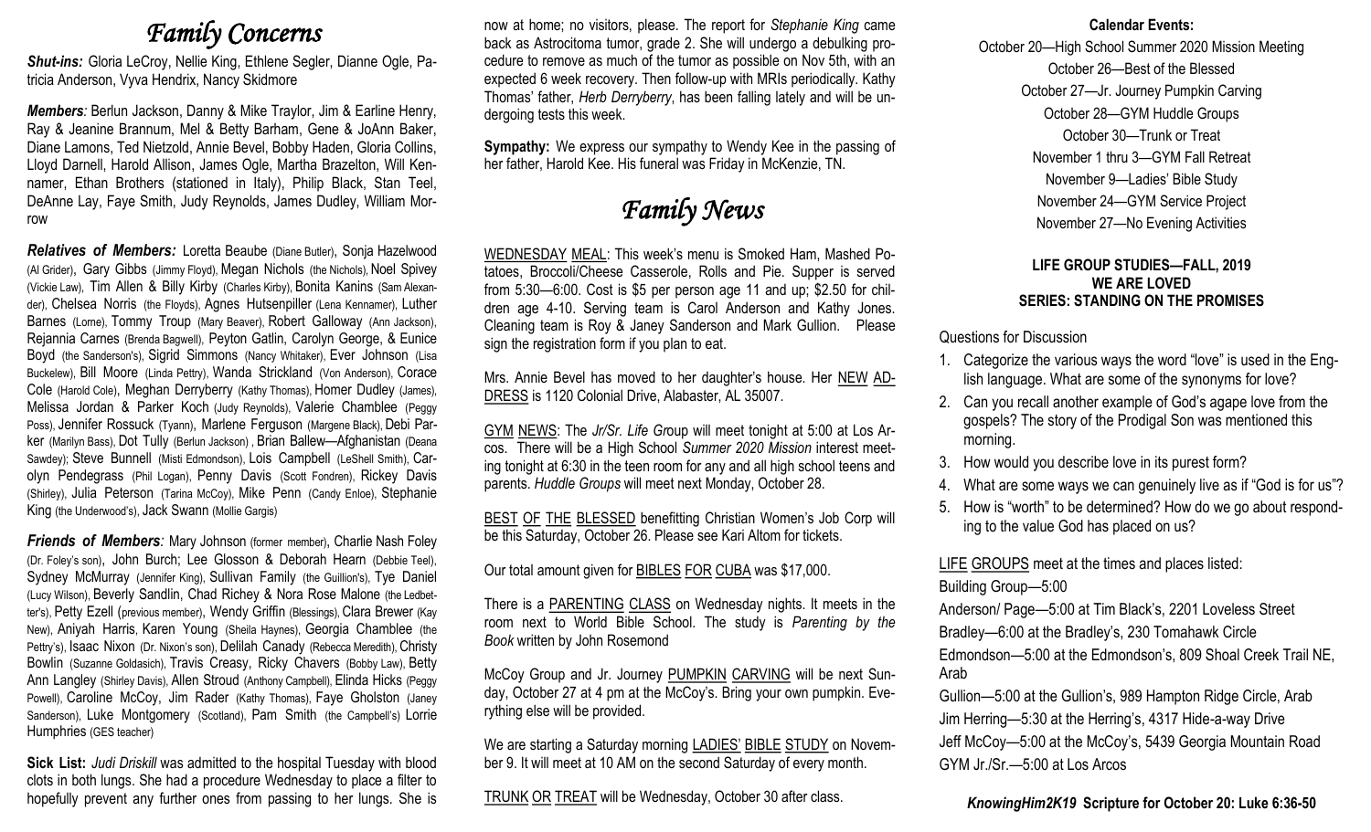# Family Concerns

***Shut-ins:*** Gloria LeCroy, Nellie King, Ethlene Segler, Dianne Ogle, Patricia Anderson, Vyva Hendrix, Nancy Skidmore

***Members:*** Berlun Jackson, Danny & Mike Traylor, Jim & Earline Henry, Ray & Jeanine Brannum, Mel & Betty Barham, Gene & JoAnn Baker, Diane Lamons, Ted Nietzold, Annie Bevel, Bobby Haden, Gloria Collins, Lloyd Darnell, Harold Allison, James Ogle, Martha Brazelton, Will Kennamer, Ethan Brothers (stationed in Italy), Philip Black, Stan Teel, DeAnne Lay, Faye Smith, Judy Reynolds, James Dudley, William Morrow

***Relatives of Members:*** Loretta Beaube (Diane Butler), Sonja Hazelwood (Al Grider), Gary Gibbs (Jimmy Floyd), Megan Nichols (the Nichols), Noel Spivey (Vickie Law), Tim Allen & Billy Kirby (Charles Kirby), Bonita Kanins (Sam Alexander), Chelsea Norris (the Floyds), Agnes Hutsenpiller (Lena Kennamer), Luther Barnes (Lorne), Tommy Troup (Mary Beaver), Robert Galloway (Ann Jackson), Rejannia Carnes (Brenda Bagwell), Peyton Gatlin, Carolyn George, & Eunice Boyd (the Sanderson's), Sigrid Simmons (Nancy Whitaker), Ever Johnson (Lisa Buckelew), Bill Moore (Linda Pettry), Wanda Strickland (Von Anderson), Corace Cole (Harold Cole), Meghan Derryberry (Kathy Thomas), Homer Dudley (James), Melissa Jordan & Parker Koch (Judy Reynolds), Valerie Chamblee (Peggy Poss), Jennifer Rossuck (Tyann), Marlene Ferguson (Margene Black), Debi Parker (Marilyn Bass), Dot Tully (Berlun Jackson) , Brian Ballew—Afghanistan (Deana Sawdey); Steve Bunnell (Misti Edmondson), Lois Campbell (LeShell Smith), Carolyn Pendegrass (Phil Logan), Penny Davis (Scott Fondren), Rickey Davis (Shirley), Julia Peterson (Tarina McCoy), Mike Penn (Candy Enloe), Stephanie King (the Underwood's), Jack Swann (Mollie Gargis)

***Friends of Members:*** Mary Johnson (former member), Charlie Nash Foley (Dr. Foley's son), John Burch; Lee Glosson & Deborah Hearn (Debbie Teel), Sydney McMurray (Jennifer King), Sullivan Family (the Guillion's), Tye Daniel (Lucy Wilson), Beverly Sandlin, Chad Richey & Nora Rose Malone (the Ledbetter's), Petty Ezell (previous member), Wendy Griffin (Blessings), Clara Brewer (Kay New), Aniyah Harris, Karen Young (Sheila Haynes), Georgia Chamblee (the Pettry's), Isaac Nixon (Dr. Nixon's son), Delilah Canady (Rebecca Meredith), Christy Bowlin (Suzanne Goldasich), Travis Creasy, Ricky Chavers (Bobby Law), Betty Ann Langley (Shirley Davis), Allen Stroud (Anthony Campbell), Elinda Hicks (Peggy Powell), Caroline McCoy, Jim Rader (Kathy Thomas), Faye Gholston (Janey Sanderson), Luke Montgomery (Scotland), Pam Smith (the Campbell's) Lorrie Humphries (GES teacher)

**Sick List:** *Judi Driskill* was admitted to the hospital Tuesday with blood clots in both lungs. She had a procedure Wednesday to place a filter to hopefully prevent any further ones from passing to her lungs. She is now at home; no visitors, please. The report for *Stephanie King* came back as Astrocitoma tumor, grade 2. She will undergo a debulking procedure to remove as much of the tumor as possible on Nov 5th, with an expected 6 week recovery. Then follow-up with MRIs periodically. Kathy Thomas' father, *Herb Derryberry*, has been falling lately and will be undergoing tests this week.

**Sympathy:** We express our sympathy to Wendy Kee in the passing of her father, Harold Kee. His funeral was Friday in McKenzie, TN.

# Family News

WEDNESDAY MEAL: This week's menu is Smoked Ham, Mashed Potatoes, Broccoli/Cheese Casserole, Rolls and Pie. Supper is served from 5:30—6:00. Cost is $5 per person age 11 and up; $2.50 for children age 4-10. Serving team is Carol Anderson and Kathy Jones. Cleaning team is Roy & Janey Sanderson and Mark Gullion. Please sign the registration form if you plan to eat.

Mrs. Annie Bevel has moved to her daughter's house. Her NEW ADDRESS is 1120 Colonial Drive, Alabaster, AL 35007.

GYM NEWS: The *Jr/Sr. Life Gr*oup will meet tonight at 5:00 at Los Arcos. There will be a High School *Summer 2020 Mission* interest meeting tonight at 6:30 in the teen room for any and all high school teens and parents. *Huddle Groups* will meet next Monday, October 28.

BEST OF THE BLESSED benefitting Christian Women's Job Corp will be this Saturday, October 26. Please see Kari Altom for tickets.

Our total amount given for BIBLES FOR CUBA was $17,000.

There is a PARENTING CLASS on Wednesday nights. It meets in the room next to World Bible School. The study is *Parenting by the Book* written by John Rosemond

McCoy Group and Jr. Journey PUMPKIN CARVING will be next Sunday, October 27 at 4 pm at the McCoy's. Bring your own pumpkin. Everything else will be provided.

We are starting a Saturday morning LADIES' BIBLE STUDY on November 9. It will meet at 10 AM on the second Saturday of every month.

TRUNK OR TREAT will be Wednesday, October 30 after class.

**Calendar Events:**

October 20—High School Summer 2020 Mission Meeting
October 26—Best of the Blessed
October 27—Jr. Journey Pumpkin Carving
October 28—GYM Huddle Groups
October 30—Trunk or Treat
November 1 thru 3—GYM Fall Retreat
November 9—Ladies' Bible Study
November 24—GYM Service Project
November 27—No Evening Activities

**LIFE GROUP STUDIES—FALL, 2019**
**WE ARE LOVED**
**SERIES: STANDING ON THE PROMISES**

Questions for Discussion

1. Categorize the various ways the word "love" is used in the English language. What are some of the synonyms for love?
2. Can you recall another example of God's agape love from the gospels? The story of the Prodigal Son was mentioned this morning.
3. How would you describe love in its purest form?
4. What are some ways we can genuinely live as if "God is for us"?
5. How is "worth" to be determined? How do we go about responding to the value God has placed on us?

LIFE GROUPS meet at the times and places listed:

Building Group—5:00
Anderson/ Page—5:00 at Tim Black's, 2201 Loveless Street
Bradley—6:00 at the Bradley's, 230 Tomahawk Circle
Edmondson—5:00 at the Edmondson's, 809 Shoal Creek Trail NE, Arab
Gullion—5:00 at the Gullion's, 989 Hampton Ridge Circle, Arab
Jim Herring—5:30 at the Herring's, 4317 Hide-a-way Drive
Jeff McCoy—5:00 at the McCoy's, 5439 Georgia Mountain Road
GYM Jr./Sr.—5:00 at Los Arcos

***KnowingHim2K19* Scripture for October 20: Luke 6:36-50**